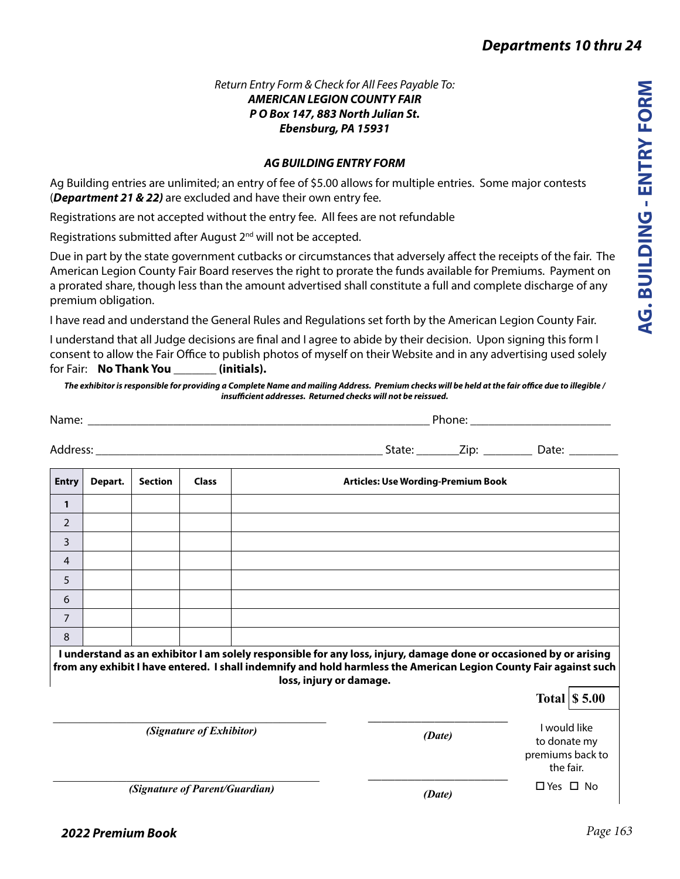*Return Entry Form & Check for All Fees Payable To:*
***AMERICAN LEGION COUNTY FAIR***
***P O Box 147, 883 North Julian St.***
***Ebensburg, PA 15931***

# AG. BUILDING - ENTRY FORM

### *AG BUILDING ENTRY FORM*

Ag Building entries are unlimited; an entry of fee of $5.00 allows for multiple entries. Some major contests (***Department 21 & 22)*** are excluded and have their own entry fee.

Registrations are not accepted without the entry fee. All fees are not refundable

Registrations submitted after August 2nd will not be accepted.

Due in part by the state government cutbacks or circumstances that adversely affect the receipts of the fair. The American Legion County Fair Board reserves the right to prorate the funds available for Premiums. Payment on a prorated share, though less than the amount advertised shall constitute a full and complete discharge of any premium obligation.

I have read and understand the General Rules and Regulations set forth by the American Legion County Fair.

I understand that all Judge decisions are final and I agree to abide by their decision. Upon signing this form I consent to allow the Fair Office to publish photos of myself on their Website and in any advertising used solely for Fair: **No Thank You _______ (initials).**

***The exhibitor is responsible for providing a Complete Name and mailing Address. Premium checks will be held at the fair office due to illegible / insufficient addresses. Returned checks will not be reissued.***

Name: ____________________________________________ Phone: ____________________

Address: ____________________________________________ State: _______Zip: ________ Date: ________

| Entry | Depart. | Section | Class | Articles: Use Wording-Premium Book |
|---|---|---|---|---|
| 1 | | | | |
| 2 | | | | |
| 3 | | | | |
| 4 | | | | |
| 5 | | | | |
| 6 | | | | |
| 7 | | | | |
| 8 | | | | |

**I understand as an exhibitor I am solely responsible for any loss, injury, damage done or occasioned by or arising from any exhibit I have entered. I shall indemnify and hold harmless the American Legion County Fair against such loss, injury or damage.**

**Total | $ 5.00**

____________________________________ ____________________
***(Signature of Exhibitor)*** ***(Date)***

____________________________________ ____________________
***(Signature of Parent/Guardian)*** ***(Date)***

I would like to donate my premiums back to the fair.

☐ Yes ☐ No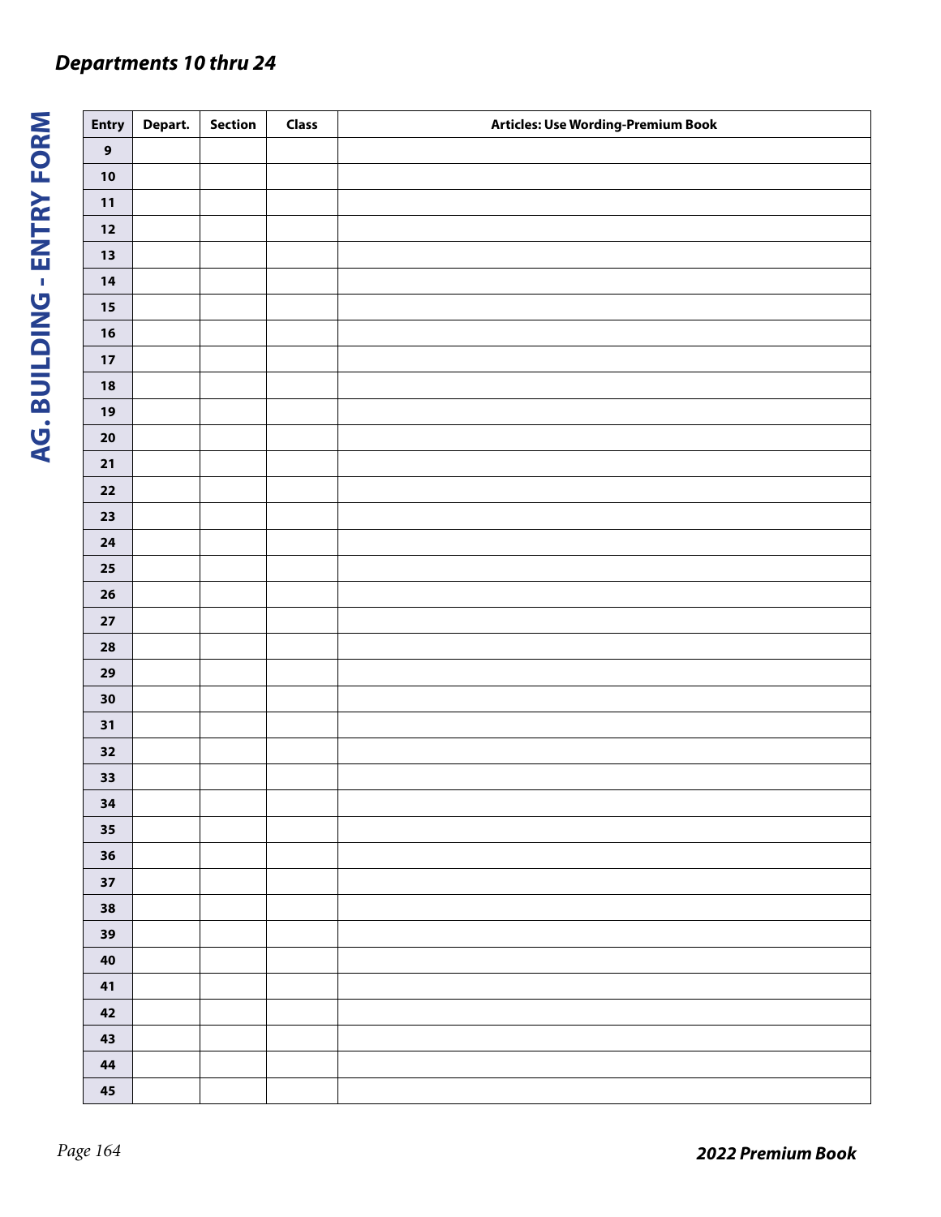## Departments 10 thru 24

# AG. BUILDING - ENTRY FORM

| Entry | Depart. | Section | Class | Articles: Use Wording-Premium Book |
|---|---|---|---|---|
| 9 | | | | |
| 10 | | | | |
| 11 | | | | |
| 12 | | | | |
| 13 | | | | |
| 14 | | | | |
| 15 | | | | |
| 16 | | | | |
| 17 | | | | |
| 18 | | | | |
| 19 | | | | |
| 20 | | | | |
| 21 | | | | |
| 22 | | | | |
| 23 | | | | |
| 24 | | | | |
| 25 | | | | |
| 26 | | | | |
| 27 | | | | |
| 28 | | | | |
| 29 | | | | |
| 30 | | | | |
| 31 | | | | |
| 32 | | | | |
| 33 | | | | |
| 34 | | | | |
| 35 | | | | |
| 36 | | | | |
| 37 | | | | |
| 38 | | | | |
| 39 | | | | |
| 40 | | | | |
| 41 | | | | |
| 42 | | | | |
| 43 | | | | |
| 44 | | | | |
| 45 | | | | |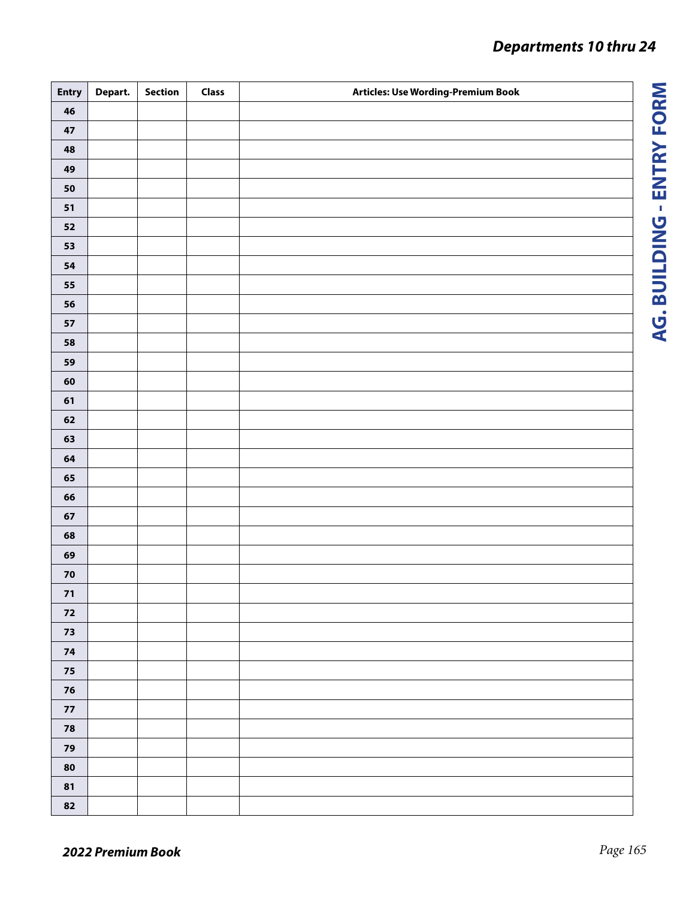## AG. BUILDING - ENTRY FORM

### Departments 10 thru 24

| Entry | Depart. | Section | Class | Articles: Use Wording-Premium Book |
|---|---|---|---|---|
| 46 | | | | |
| 47 | | | | |
| 48 | | | | |
| 49 | | | | |
| 50 | | | | |
| 51 | | | | |
| 52 | | | | |
| 53 | | | | |
| 54 | | | | |
| 55 | | | | |
| 56 | | | | |
| 57 | | | | |
| 58 | | | | |
| 59 | | | | |
| 60 | | | | |
| 61 | | | | |
| 62 | | | | |
| 63 | | | | |
| 64 | | | | |
| 65 | | | | |
| 66 | | | | |
| 67 | | | | |
| 68 | | | | |
| 69 | | | | |
| 70 | | | | |
| 71 | | | | |
| 72 | | | | |
| 73 | | | | |
| 74 | | | | |
| 75 | | | | |
| 76 | | | | |
| 77 | | | | |
| 78 | | | | |
| 79 | | | | |
| 80 | | | | |
| 81 | | | | |
| 82 | | | | |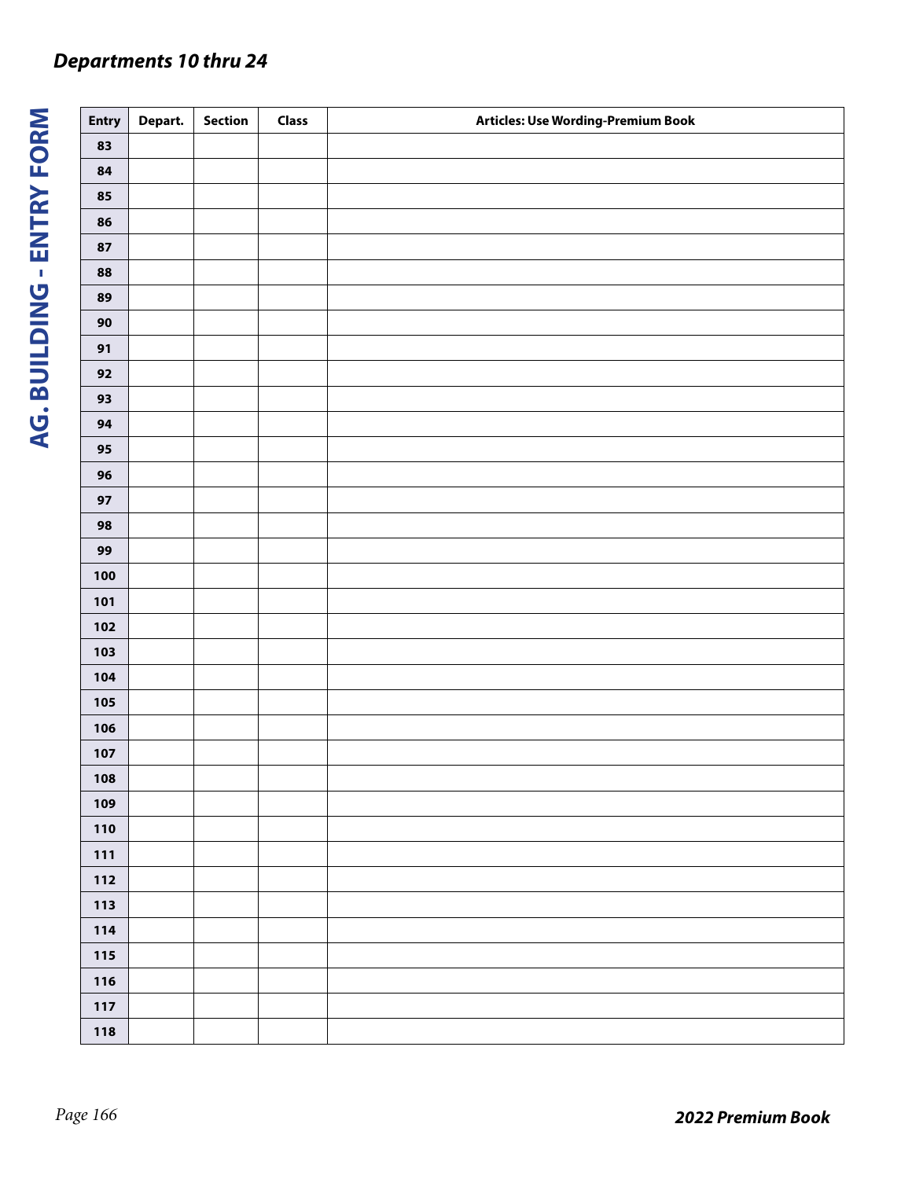## Departments 10 thru 24

**AG. BUILDING - ENTRY FORM**

| Entry | Depart. | Section | Class | Articles: Use Wording-Premium Book |
|---|---|---|---|---|
| 83 | | | | |
| 84 | | | | |
| 85 | | | | |
| 86 | | | | |
| 87 | | | | |
| 88 | | | | |
| 89 | | | | |
| 90 | | | | |
| 91 | | | | |
| 92 | | | | |
| 93 | | | | |
| 94 | | | | |
| 95 | | | | |
| 96 | | | | |
| 97 | | | | |
| 98 | | | | |
| 99 | | | | |
| 100 | | | | |
| 101 | | | | |
| 102 | | | | |
| 103 | | | | |
| 104 | | | | |
| 105 | | | | |
| 106 | | | | |
| 107 | | | | |
| 108 | | | | |
| 109 | | | | |
| 110 | | | | |
| 111 | | | | |
| 112 | | | | |
| 113 | | | | |
| 114 | | | | |
| 115 | | | | |
| 116 | | | | |
| 117 | | | | |
| 118 | | | | |